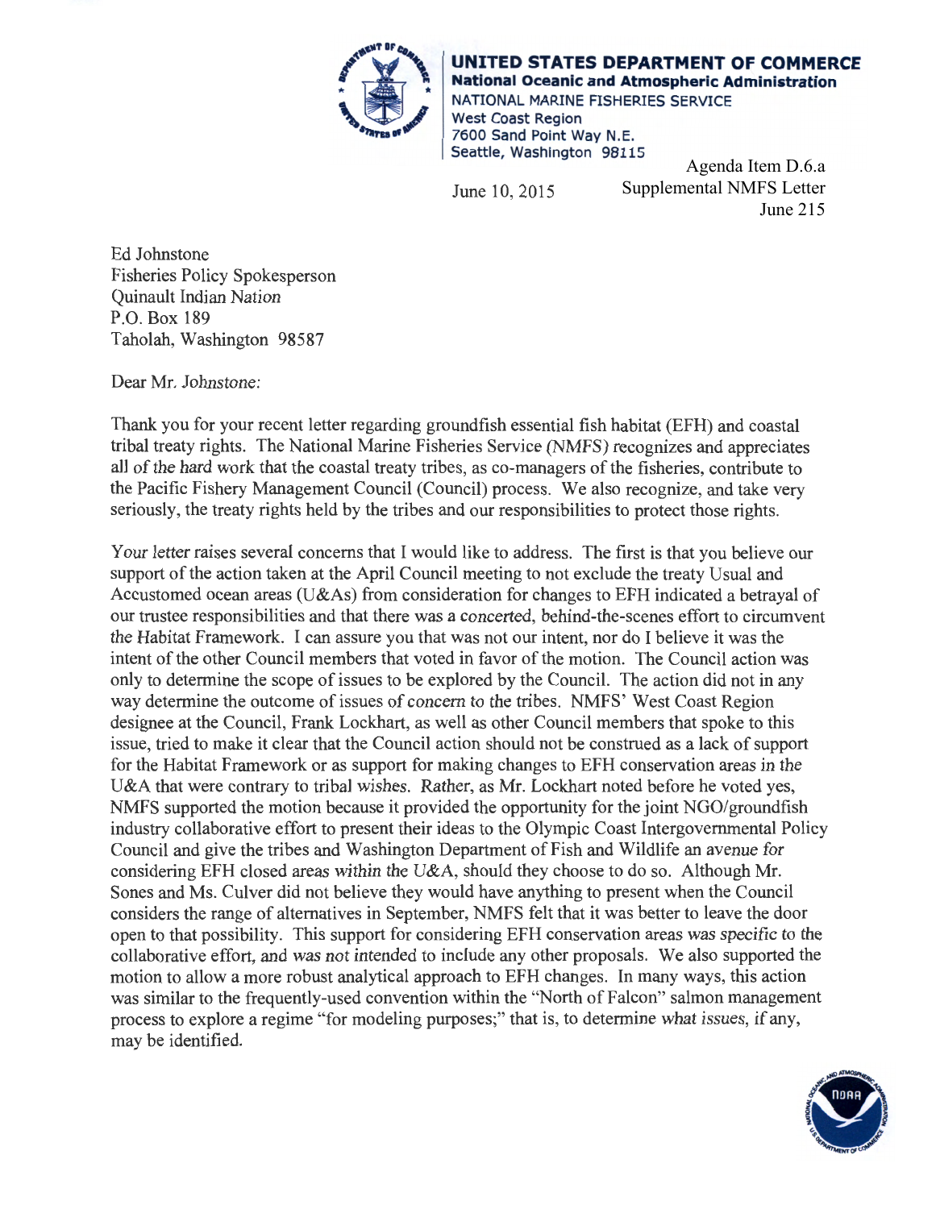**UNITED STATES DEPARTMENT OF COMMERCE**
**National Oceanic and Atmospheric Administration**
NATIONAL MARINE FISHERIES SERVICE
West Coast Region
7600 Sand Point Way N.E.
Seattle, Washington 98115

June 10, 2015

Agenda Item D.6.a
Supplemental NMFS Letter
June 215

Ed Johnstone
Fisheries Policy Spokesperson
Quinault Indian Nation
P.O. Box 189
Taholah, Washington 98587

Dear Mr. Johnstone:

Thank you for your recent letter regarding groundfish essential fish habitat (EFH) and coastal tribal treaty rights. The National Marine Fisheries Service (NMFS) recognizes and appreciates all of the hard work that the coastal treaty tribes, as co-managers of the fisheries, contribute to the Pacific Fishery Management Council (Council) process. We also recognize, and take very seriously, the treaty rights held by the tribes and our responsibilities to protect those rights.

Your letter raises several concerns that I would like to address. The first is that you believe our support of the action taken at the April Council meeting to not exclude the treaty Usual and Accustomed ocean areas (U&As) from consideration for changes to EFH indicated a betrayal of our trustee responsibilities and that there was a concerted, behind-the-scenes effort to circumvent the Habitat Framework. I can assure you that was not our intent, nor do I believe it was the intent of the other Council members that voted in favor of the motion. The Council action was only to determine the scope of issues to be explored by the Council. The action did not in any way determine the outcome of issues of concern to the tribes. NMFS' West Coast Region designee at the Council, Frank Lockhart, as well as other Council members that spoke to this issue, tried to make it clear that the Council action should not be construed as a lack of support for the Habitat Framework or as support for making changes to EFH conservation areas in the U&A that were contrary to tribal wishes. Rather, as Mr. Lockhart noted before he voted yes, NMFS supported the motion because it provided the opportunity for the joint NGO/groundfish industry collaborative effort to present their ideas to the Olympic Coast Intergovernmental Policy Council and give the tribes and Washington Department of Fish and Wildlife an avenue for considering EFH closed areas within the U&A, should they choose to do so. Although Mr. Sones and Ms. Culver did not believe they would have anything to present when the Council considers the range of alternatives in September, NMFS felt that it was better to leave the door open to that possibility. This support for considering EFH conservation areas was specific to the collaborative effort, and was not intended to include any other proposals. We also supported the motion to allow a more robust analytical approach to EFH changes. In many ways, this action was similar to the frequently-used convention within the "North of Falcon" salmon management process to explore a regime "for modeling purposes;" that is, to determine what issues, if any, may be identified.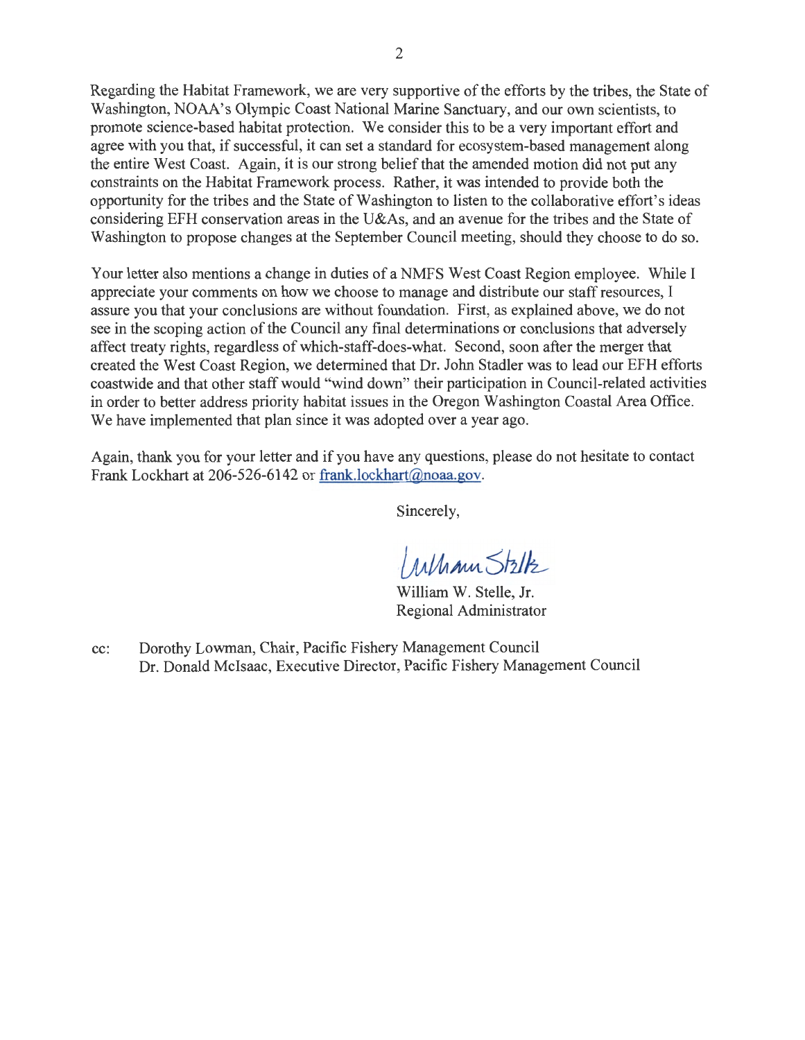Regarding the Habitat Framework, we are very supportive of the efforts by the tribes, the State of Washington, NOAA's Olympic Coast National Marine Sanctuary, and our own scientists, to promote science-based habitat protection. We consider this to be a very important effort and agree with you that, if successful, it can set a standard for ecosystem-based management along the entire West Coast. Again, it is our strong belief that the amended motion did not put any constraints on the Habitat Framework process. Rather, it was intended to provide both the opportunity for the tribes and the State of Washington to listen to the collaborative effort's ideas considering EFH conservation areas in the U&As, and an avenue for the tribes and the State of Washington to propose changes at the September Council meeting, should they choose to do so.

Your letter also mentions a change in duties of a NMFS West Coast Region employee. While I appreciate your comments on how we choose to manage and distribute our staff resources, I assure you that your conclusions are without foundation. First, as explained above, we do not see in the scoping action of the Council any final determinations or conclusions that adversely affect treaty rights, regardless of which-staff-does-what. Second, soon after the merger that created the West Coast Region, we determined that Dr. John Stadler was to lead our EFH efforts coastwide and that other staff would "wind down" their participation in Council-related activities in order to better address priority habitat issues in the Oregon Washington Coastal Area Office. We have implemented that plan since it was adopted over a year ago.

Again, thank you for your letter and if you have any questions, please do not hesitate to contact Frank Lockhart at 206-526-6142 or frank.lockhart@noaa.gov.

Sincerely,

William Stelle

William W. Stelle, Jr.
Regional Administrator

cc: Dorothy Lowman, Chair, Pacific Fishery Management Council
Dr. Donald McIsaac, Executive Director, Pacific Fishery Management Council